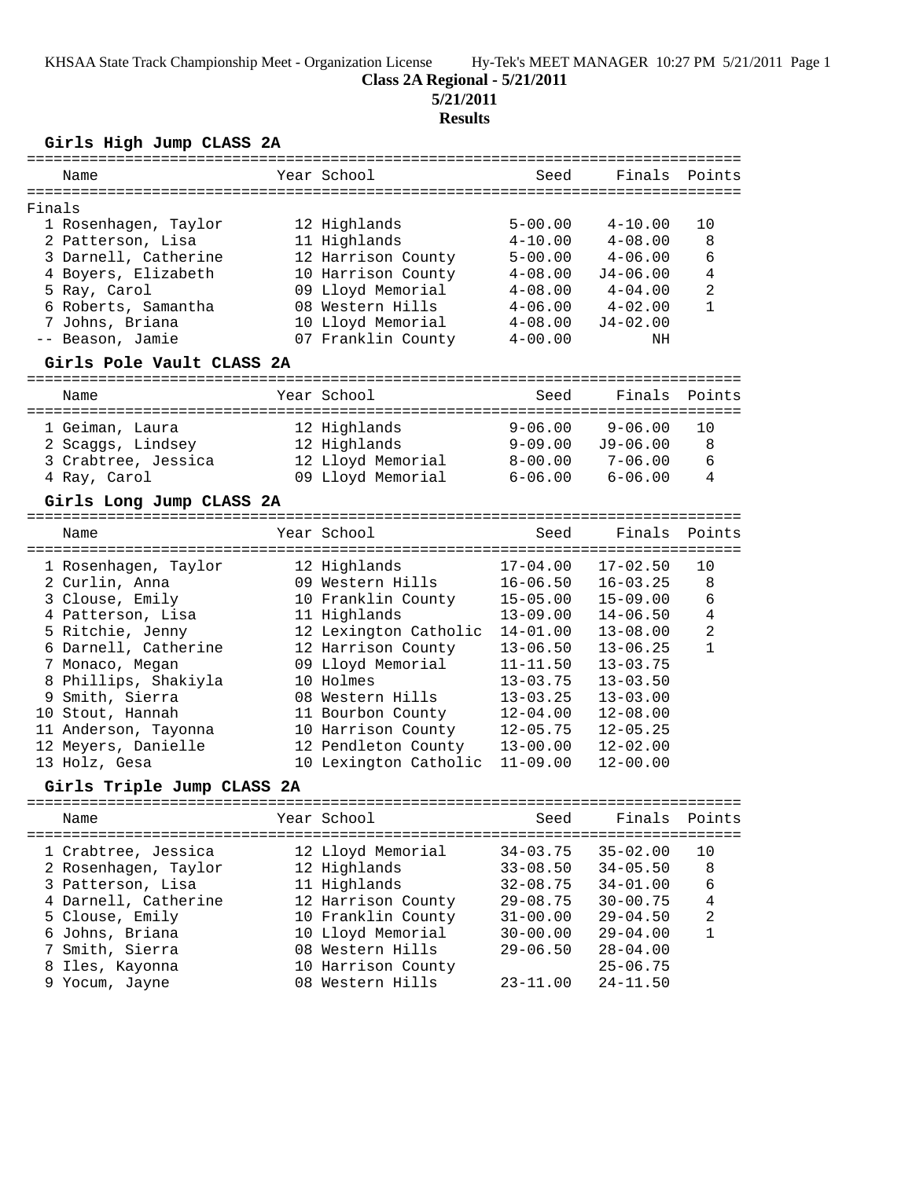KHSAA State Track Championship Meet - Organization License Hy-Tek's MEET MANAGER 10:27 PM 5/21/2011 Page 1

**Class 2A Regional - 5/21/2011**

**5/21/2011**

**Results**

### Girls High Jump CLASS 2A

| | Name | Year | School | Seed | Finals | Points |
|---|---|---|---|---|---|---|
| Finals | | | | | | |
| 1 | Rosenhagen, Taylor | 12 | Highlands | 5-00.00 | 4-10.00 | 10 |
| 2 | Patterson, Lisa | 11 | Highlands | 4-10.00 | 4-08.00 | 8 |
| 3 | Darnell, Catherine | 12 | Harrison County | 5-00.00 | 4-06.00 | 6 |
| 4 | Boyers, Elizabeth | 10 | Harrison County | 4-08.00 | J4-06.00 | 4 |
| 5 | Ray, Carol | 09 | Lloyd Memorial | 4-08.00 | 4-04.00 | 2 |
| 6 | Roberts, Samantha | 08 | Western Hills | 4-06.00 | 4-02.00 | 1 |
| 7 | Johns, Briana | 10 | Lloyd Memorial | 4-08.00 | J4-02.00 | |
| -- | Beason, Jamie | 07 | Franklin County | 4-00.00 | NH | |

### Girls Pole Vault CLASS 2A

| | Name | Year | School | Seed | Finals | Points |
|---|---|---|---|---|---|---|
| 1 | Geiman, Laura | 12 | Highlands | 9-06.00 | 9-06.00 | 10 |
| 2 | Scaggs, Lindsey | 12 | Highlands | 9-09.00 | J9-06.00 | 8 |
| 3 | Crabtree, Jessica | 12 | Lloyd Memorial | 8-00.00 | 7-06.00 | 6 |
| 4 | Ray, Carol | 09 | Lloyd Memorial | 6-06.00 | 6-06.00 | 4 |

### Girls Long Jump CLASS 2A

| | Name | Year | School | Seed | Finals | Points |
|---|---|---|---|---|---|---|
| 1 | Rosenhagen, Taylor | 12 | Highlands | 17-04.00 | 17-02.50 | 10 |
| 2 | Curlin, Anna | 09 | Western Hills | 16-06.50 | 16-03.25 | 8 |
| 3 | Clouse, Emily | 10 | Franklin County | 15-05.00 | 15-09.00 | 6 |
| 4 | Patterson, Lisa | 11 | Highlands | 13-09.00 | 14-06.50 | 4 |
| 5 | Ritchie, Jenny | 12 | Lexington Catholic | 14-01.00 | 13-08.00 | 2 |
| 6 | Darnell, Catherine | 12 | Harrison County | 13-06.50 | 13-06.25 | 1 |
| 7 | Monaco, Megan | 09 | Lloyd Memorial | 11-11.50 | 13-03.75 | |
| 8 | Phillips, Shakiyla | 10 | Holmes | 13-03.75 | 13-03.50 | |
| 9 | Smith, Sierra | 08 | Western Hills | 13-03.25 | 13-03.00 | |
| 10 | Stout, Hannah | 11 | Bourbon County | 12-04.00 | 12-08.00 | |
| 11 | Anderson, Tayonna | 10 | Harrison County | 12-05.75 | 12-05.25 | |
| 12 | Meyers, Danielle | 12 | Pendleton County | 13-00.00 | 12-02.00 | |
| 13 | Holz, Gesa | 10 | Lexington Catholic | 11-09.00 | 12-00.00 | |

### Girls Triple Jump CLASS 2A

| | Name | Year | School | Seed | Finals | Points |
|---|---|---|---|---|---|---|
| 1 | Crabtree, Jessica | 12 | Lloyd Memorial | 34-03.75 | 35-02.00 | 10 |
| 2 | Rosenhagen, Taylor | 12 | Highlands | 33-08.50 | 34-05.50 | 8 |
| 3 | Patterson, Lisa | 11 | Highlands | 32-08.75 | 34-01.00 | 6 |
| 4 | Darnell, Catherine | 12 | Harrison County | 29-08.75 | 30-00.75 | 4 |
| 5 | Clouse, Emily | 10 | Franklin County | 31-00.00 | 29-04.50 | 2 |
| 6 | Johns, Briana | 10 | Lloyd Memorial | 30-00.00 | 29-04.00 | 1 |
| 7 | Smith, Sierra | 08 | Western Hills | 29-06.50 | 28-04.00 | |
| 8 | Iles, Kayonna | 10 | Harrison County | | 25-06.75 | |
| 9 | Yocum, Jayne | 08 | Western Hills | 23-11.00 | 24-11.50 | |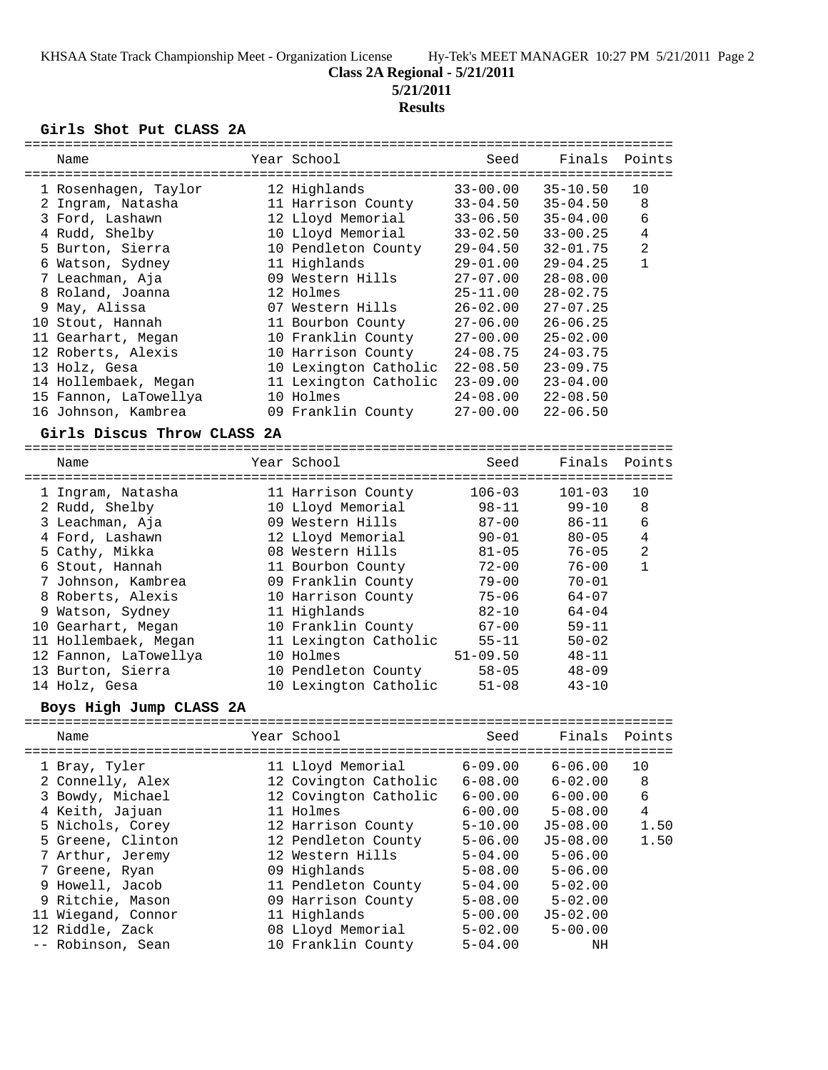**Class 2A Regional - 5/21/2011**

**5/21/2011**

**Results**

### Girls Shot Put CLASS 2A

| | Name | Year | School | Seed | Finals | Points |
|---|---|---|---|---|---|---|
| 1 | Rosenhagen, Taylor | 12 | Highlands | 33-00.00 | 35-10.50 | 10 |
| 2 | Ingram, Natasha | 11 | Harrison County | 33-04.50 | 35-04.50 | 8 |
| 3 | Ford, Lashawn | 12 | Lloyd Memorial | 33-06.50 | 35-04.00 | 6 |
| 4 | Rudd, Shelby | 10 | Lloyd Memorial | 33-02.50 | 33-00.25 | 4 |
| 5 | Burton, Sierra | 10 | Pendleton County | 29-04.50 | 32-01.75 | 2 |
| 6 | Watson, Sydney | 11 | Highlands | 29-01.00 | 29-04.25 | 1 |
| 7 | Leachman, Aja | 09 | Western Hills | 27-07.00 | 28-08.00 | |
| 8 | Roland, Joanna | 12 | Holmes | 25-11.00 | 28-02.75 | |
| 9 | May, Alissa | 07 | Western Hills | 26-02.00 | 27-07.25 | |
| 10 | Stout, Hannah | 11 | Bourbon County | 27-06.00 | 26-06.25 | |
| 11 | Gearhart, Megan | 10 | Franklin County | 27-00.00 | 25-02.00 | |
| 12 | Roberts, Alexis | 10 | Harrison County | 24-08.75 | 24-03.75 | |
| 13 | Holz, Gesa | 10 | Lexington Catholic | 22-08.50 | 23-09.75 | |
| 14 | Hollembaek, Megan | 11 | Lexington Catholic | 23-09.00 | 23-04.00 | |
| 15 | Fannon, LaTowellya | 10 | Holmes | 24-08.00 | 22-08.50 | |
| 16 | Johnson, Kambrea | 09 | Franklin County | 27-00.00 | 22-06.50 | |

### Girls Discus Throw CLASS 2A

| | Name | Year | School | Seed | Finals | Points |
|---|---|---|---|---|---|---|
| 1 | Ingram, Natasha | 11 | Harrison County | 106-03 | 101-03 | 10 |
| 2 | Rudd, Shelby | 10 | Lloyd Memorial | 98-11 | 99-10 | 8 |
| 3 | Leachman, Aja | 09 | Western Hills | 87-00 | 86-11 | 6 |
| 4 | Ford, Lashawn | 12 | Lloyd Memorial | 90-01 | 80-05 | 4 |
| 5 | Cathy, Mikka | 08 | Western Hills | 81-05 | 76-05 | 2 |
| 6 | Stout, Hannah | 11 | Bourbon County | 72-00 | 76-00 | 1 |
| 7 | Johnson, Kambrea | 09 | Franklin County | 79-00 | 70-01 | |
| 8 | Roberts, Alexis | 10 | Harrison County | 75-06 | 64-07 | |
| 9 | Watson, Sydney | 11 | Highlands | 82-10 | 64-04 | |
| 10 | Gearhart, Megan | 10 | Franklin County | 67-00 | 59-11 | |
| 11 | Hollembaek, Megan | 11 | Lexington Catholic | 55-11 | 50-02 | |
| 12 | Fannon, LaTowellya | 10 | Holmes | 51-09.50 | 48-11 | |
| 13 | Burton, Sierra | 10 | Pendleton County | 58-05 | 48-09 | |
| 14 | Holz, Gesa | 10 | Lexington Catholic | 51-08 | 43-10 | |

### Boys High Jump CLASS 2A

| | Name | Year | School | Seed | Finals | Points |
|---|---|---|---|---|---|---|
| 1 | Bray, Tyler | 11 | Lloyd Memorial | 6-09.00 | 6-06.00 | 10 |
| 2 | Connelly, Alex | 12 | Covington Catholic | 6-08.00 | 6-02.00 | 8 |
| 3 | Bowdy, Michael | 12 | Covington Catholic | 6-00.00 | 6-00.00 | 6 |
| 4 | Keith, Jajuan | 11 | Holmes | 6-00.00 | 5-08.00 | 4 |
| 5 | Nichols, Corey | 12 | Harrison County | 5-10.00 | J5-08.00 | 1.50 |
| 5 | Greene, Clinton | 12 | Pendleton County | 5-06.00 | J5-08.00 | 1.50 |
| 7 | Arthur, Jeremy | 12 | Western Hills | 5-04.00 | 5-06.00 | |
| 7 | Greene, Ryan | 09 | Highlands | 5-08.00 | 5-06.00 | |
| 9 | Howell, Jacob | 11 | Pendleton County | 5-04.00 | 5-02.00 | |
| 9 | Ritchie, Mason | 09 | Harrison County | 5-08.00 | 5-02.00 | |
| 11 | Wiegand, Connor | 11 | Highlands | 5-00.00 | J5-02.00 | |
| 12 | Riddle, Zack | 08 | Lloyd Memorial | 5-02.00 | 5-00.00 | |
| -- | Robinson, Sean | 10 | Franklin County | 5-04.00 | NH | |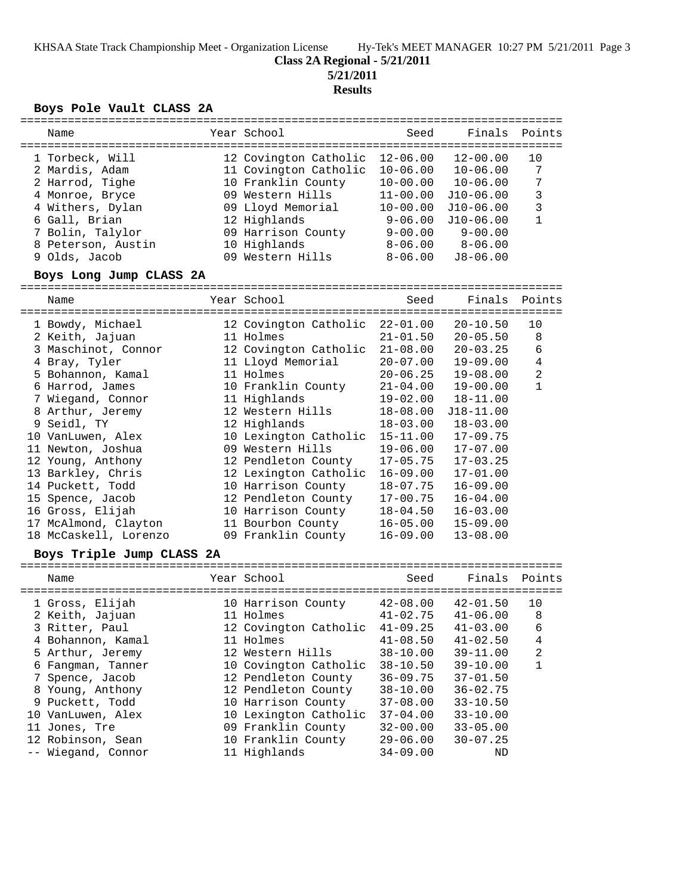**Class 2A Regional - 5/21/2011**

**5/21/2011**

**Results**

### Boys Pole Vault CLASS 2A

| Place | Name | Year | School | Seed | Finals | Points |
|---|---|---|---|---|---|---|
| 1 | Torbeck, Will | 12 | Covington Catholic | 12-06.00 | 12-00.00 | 10 |
| 2 | Mardis, Adam | 11 | Covington Catholic | 10-06.00 | 10-06.00 | 7 |
| 2 | Harrod, Tighe | 10 | Franklin County | 10-00.00 | 10-06.00 | 7 |
| 4 | Monroe, Bryce | 09 | Western Hills | 11-00.00 | J10-06.00 | 3 |
| 4 | Withers, Dylan | 09 | Lloyd Memorial | 10-00.00 | J10-06.00 | 3 |
| 6 | Gall, Brian | 12 | Highlands | 9-06.00 | J10-06.00 | 1 |
| 7 | Bolin, Talylor | 09 | Harrison County | 9-00.00 | 9-00.00 | |
| 8 | Peterson, Austin | 10 | Highlands | 8-06.00 | 8-06.00 | |
| 9 | Olds, Jacob | 09 | Western Hills | 8-06.00 | J8-06.00 | |

### Boys Long Jump CLASS 2A

| Place | Name | Year | School | Seed | Finals | Points |
|---|---|---|---|---|---|---|
| 1 | Bowdy, Michael | 12 | Covington Catholic | 22-01.00 | 20-10.50 | 10 |
| 2 | Keith, Jajuan | 11 | Holmes | 21-01.50 | 20-05.50 | 8 |
| 3 | Maschinot, Connor | 12 | Covington Catholic | 21-08.00 | 20-03.25 | 6 |
| 4 | Bray, Tyler | 11 | Lloyd Memorial | 20-07.00 | 19-09.00 | 4 |
| 5 | Bohannon, Kamal | 11 | Holmes | 20-06.25 | 19-08.00 | 2 |
| 6 | Harrod, James | 10 | Franklin County | 21-04.00 | 19-00.00 | 1 |
| 7 | Wiegand, Connor | 11 | Highlands | 19-02.00 | 18-11.00 | |
| 8 | Arthur, Jeremy | 12 | Western Hills | 18-08.00 | J18-11.00 | |
| 9 | Seidl, TY | 12 | Highlands | 18-03.00 | 18-03.00 | |
| 10 | VanLuwen, Alex | 10 | Lexington Catholic | 15-11.00 | 17-09.75 | |
| 11 | Newton, Joshua | 09 | Western Hills | 19-06.00 | 17-07.00 | |
| 12 | Young, Anthony | 12 | Pendleton County | 17-05.75 | 17-03.25 | |
| 13 | Barkley, Chris | 12 | Lexington Catholic | 16-09.00 | 17-01.00 | |
| 14 | Puckett, Todd | 10 | Harrison County | 18-07.75 | 16-09.00 | |
| 15 | Spence, Jacob | 12 | Pendleton County | 17-00.75 | 16-04.00 | |
| 16 | Gross, Elijah | 10 | Harrison County | 18-04.50 | 16-03.00 | |
| 17 | McAlmond, Clayton | 11 | Bourbon County | 16-05.00 | 15-09.00 | |
| 18 | McCaskell, Lorenzo | 09 | Franklin County | 16-09.00 | 13-08.00 | |

### Boys Triple Jump CLASS 2A

| Place | Name | Year | School | Seed | Finals | Points |
|---|---|---|---|---|---|---|
| 1 | Gross, Elijah | 10 | Harrison County | 42-08.00 | 42-01.50 | 10 |
| 2 | Keith, Jajuan | 11 | Holmes | 41-02.75 | 41-06.00 | 8 |
| 3 | Ritter, Paul | 12 | Covington Catholic | 41-09.25 | 41-03.00 | 6 |
| 4 | Bohannon, Kamal | 11 | Holmes | 41-08.50 | 41-02.50 | 4 |
| 5 | Arthur, Jeremy | 12 | Western Hills | 38-10.00 | 39-11.00 | 2 |
| 6 | Fangman, Tanner | 10 | Covington Catholic | 38-10.50 | 39-10.00 | 1 |
| 7 | Spence, Jacob | 12 | Pendleton County | 36-09.75 | 37-01.50 | |
| 8 | Young, Anthony | 12 | Pendleton County | 38-10.00 | 36-02.75 | |
| 9 | Puckett, Todd | 10 | Harrison County | 37-08.00 | 33-10.50 | |
| 10 | VanLuwen, Alex | 10 | Lexington Catholic | 37-04.00 | 33-10.00 | |
| 11 | Jones, Tre | 09 | Franklin County | 32-00.00 | 33-05.00 | |
| 12 | Robinson, Sean | 10 | Franklin County | 29-06.00 | 30-07.25 | |
| -- | Wiegand, Connor | 11 | Highlands | 34-09.00 | ND | |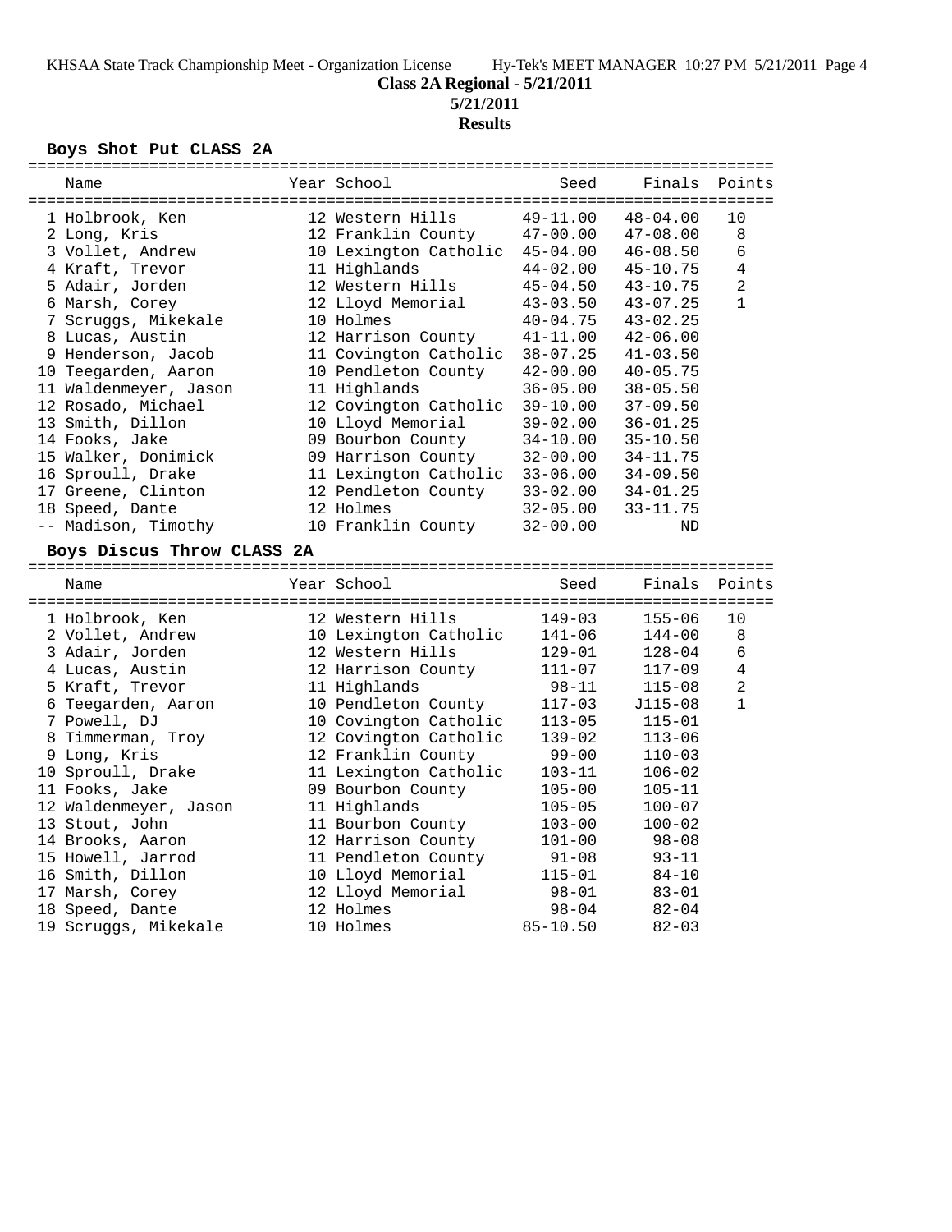# Class 2A Regional - 5/21/2011

**5/21/2011**

**Results**

## Boys Shot Put CLASS 2A

| | Name | Year | School | Seed | Finals | Points |
|---|---|---|---|---|---|---|
| 1 | Holbrook, Ken | 12 | Western Hills | 49-11.00 | 48-04.00 | 10 |
| 2 | Long, Kris | 12 | Franklin County | 47-00.00 | 47-08.00 | 8 |
| 3 | Vollet, Andrew | 10 | Lexington Catholic | 45-04.00 | 46-08.50 | 6 |
| 4 | Kraft, Trevor | 11 | Highlands | 44-02.00 | 45-10.75 | 4 |
| 5 | Adair, Jorden | 12 | Western Hills | 45-04.50 | 43-10.75 | 2 |
| 6 | Marsh, Corey | 12 | Lloyd Memorial | 43-03.50 | 43-07.25 | 1 |
| 7 | Scruggs, Mikekale | 10 | Holmes | 40-04.75 | 43-02.25 | |
| 8 | Lucas, Austin | 12 | Harrison County | 41-11.00 | 42-06.00 | |
| 9 | Henderson, Jacob | 11 | Covington Catholic | 38-07.25 | 41-03.50 | |
| 10 | Teegarden, Aaron | 10 | Pendleton County | 42-00.00 | 40-05.75 | |
| 11 | Waldenmeyer, Jason | 11 | Highlands | 36-05.00 | 38-05.50 | |
| 12 | Rosado, Michael | 12 | Covington Catholic | 39-10.00 | 37-09.50 | |
| 13 | Smith, Dillon | 10 | Lloyd Memorial | 39-02.00 | 36-01.25 | |
| 14 | Fooks, Jake | 09 | Bourbon County | 34-10.00 | 35-10.50 | |
| 15 | Walker, Donimick | 09 | Harrison County | 32-00.00 | 34-11.75 | |
| 16 | Sproull, Drake | 11 | Lexington Catholic | 33-06.00 | 34-09.50 | |
| 17 | Greene, Clinton | 12 | Pendleton County | 33-02.00 | 34-01.25 | |
| 18 | Speed, Dante | 12 | Holmes | 32-05.00 | 33-11.75 | |
| -- | Madison, Timothy | 10 | Franklin County | 32-00.00 | ND | |

## Boys Discus Throw CLASS 2A

| | Name | Year | School | Seed | Finals | Points |
|---|---|---|---|---|---|---|
| 1 | Holbrook, Ken | 12 | Western Hills | 149-03 | 155-06 | 10 |
| 2 | Vollet, Andrew | 10 | Lexington Catholic | 141-06 | 144-00 | 8 |
| 3 | Adair, Jorden | 12 | Western Hills | 129-01 | 128-04 | 6 |
| 4 | Lucas, Austin | 12 | Harrison County | 111-07 | 117-09 | 4 |
| 5 | Kraft, Trevor | 11 | Highlands | 98-11 | 115-08 | 2 |
| 6 | Teegarden, Aaron | 10 | Pendleton County | 117-03 | J115-08 | 1 |
| 7 | Powell, DJ | 10 | Covington Catholic | 113-05 | 115-01 | |
| 8 | Timmerman, Troy | 12 | Covington Catholic | 139-02 | 113-06 | |
| 9 | Long, Kris | 12 | Franklin County | 99-00 | 110-03 | |
| 10 | Sproull, Drake | 11 | Lexington Catholic | 103-11 | 106-02 | |
| 11 | Fooks, Jake | 09 | Bourbon County | 105-00 | 105-11 | |
| 12 | Waldenmeyer, Jason | 11 | Highlands | 105-05 | 100-07 | |
| 13 | Stout, John | 11 | Bourbon County | 103-00 | 100-02 | |
| 14 | Brooks, Aaron | 12 | Harrison County | 101-00 | 98-08 | |
| 15 | Howell, Jarrod | 11 | Pendleton County | 91-08 | 93-11 | |
| 16 | Smith, Dillon | 10 | Lloyd Memorial | 115-01 | 84-10 | |
| 17 | Marsh, Corey | 12 | Lloyd Memorial | 98-01 | 83-01 | |
| 18 | Speed, Dante | 12 | Holmes | 98-04 | 82-04 | |
| 19 | Scruggs, Mikekale | 10 | Holmes | 85-10.50 | 82-03 | |